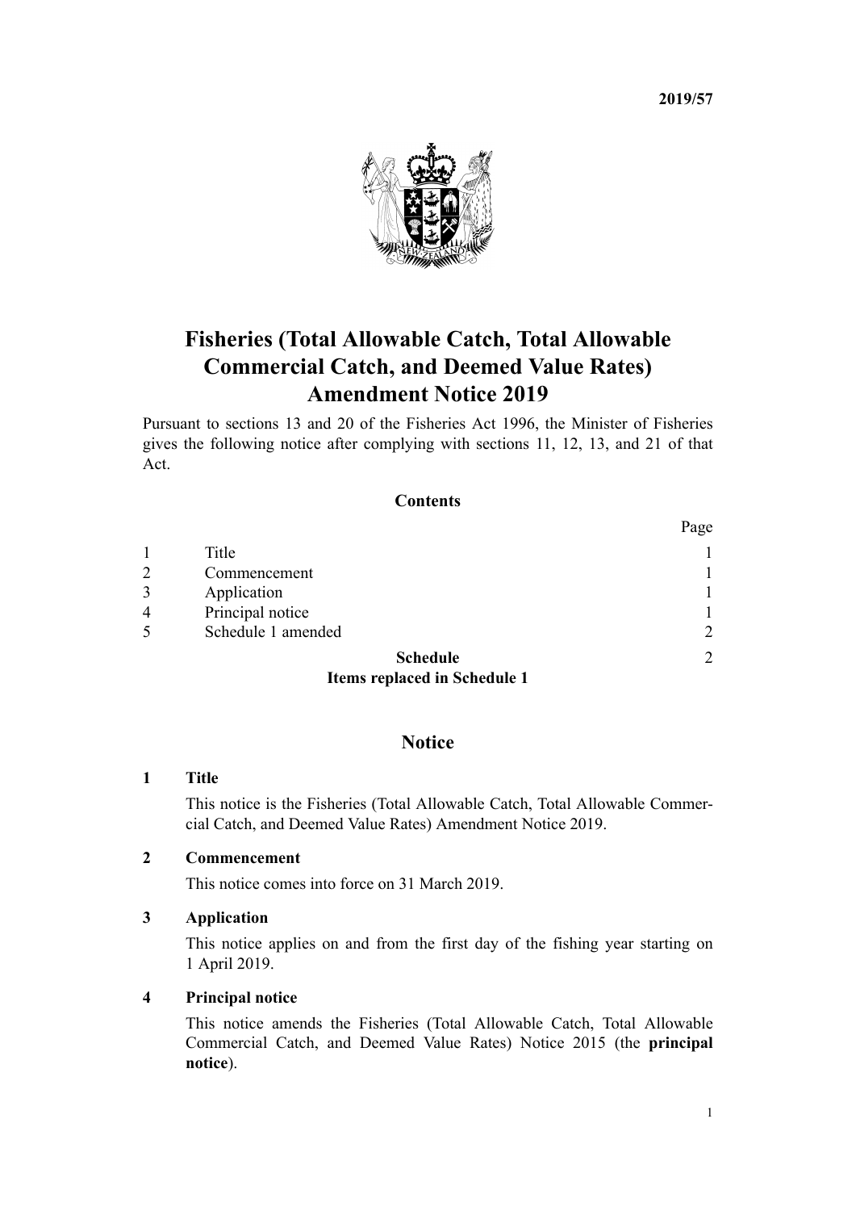2019/57

# Fisheries (Total Allowable Catch, Total Allowable Commercial Catch, and Deemed Value Rates) Amendment Notice 2019

Pursuant to sections 13 and 20 of the Fisheries Act 1996, the Minister of Fisheries gives the following notice after complying with sections 11, 12, 13, and 21 of that Act.

## Contents

| | | Page |
|---|---|---|
| 1 | Title | 1 |
| 2 | Commencement | 1 |
| 3 | Application | 1 |
| 4 | Principal notice | 1 |
| 5 | Schedule 1 amended | 2 |
| | **Schedule** **Items replaced in Schedule 1** | 2 |

## Notice

### 1 Title

This notice is the Fisheries (Total Allowable Catch, Total Allowable Commercial Catch, and Deemed Value Rates) Amendment Notice 2019.

### 2 Commencement

This notice comes into force on 31 March 2019.

### 3 Application

This notice applies on and from the first day of the fishing year starting on 1 April 2019.

### 4 Principal notice

This notice amends the Fisheries (Total Allowable Catch, Total Allowable Commercial Catch, and Deemed Value Rates) Notice 2015 (the **principal notice**).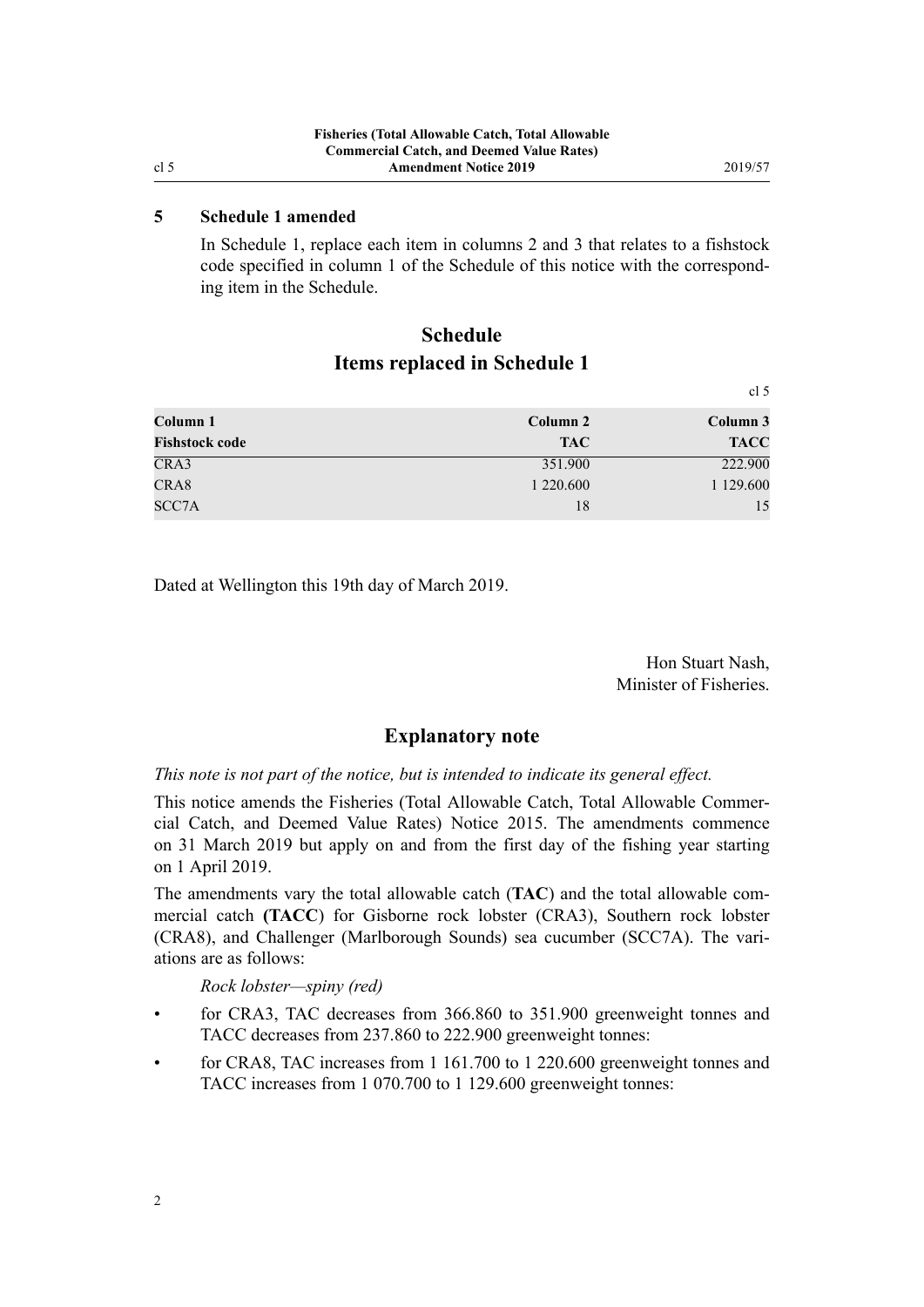## 5 Schedule 1 amended

In Schedule 1, replace each item in columns 2 and 3 that relates to a fishstock code specified in column 1 of the Schedule of this notice with the corresponding item in the Schedule.

# Schedule
## Items replaced in Schedule 1

cl 5

| Column 1<br>Fishstock code | Column 2<br>TAC | Column 3<br>TACC |
|---|---|---|
| CRA3 | 351.900 | 222.900 |
| CRA8 | 1 220.600 | 1 129.600 |
| SCC7A | 18 | 15 |

Dated at Wellington this 19th day of March 2019.

Hon Stuart Nash,
Minister of Fisheries.

## Explanatory note

*This note is not part of the notice, but is intended to indicate its general effect.*

This notice amends the Fisheries (Total Allowable Catch, Total Allowable Commercial Catch, and Deemed Value Rates) Notice 2015. The amendments commence on 31 March 2019 but apply on and from the first day of the fishing year starting on 1 April 2019.

The amendments vary the total allowable catch (**TAC**) and the total allowable commercial catch (**TACC**) for Gisborne rock lobster (CRA3), Southern rock lobster (CRA8), and Challenger (Marlborough Sounds) sea cucumber (SCC7A). The variations are as follows:

*Rock lobster—spiny (red)*

- for CRA3, TAC decreases from 366.860 to 351.900 greenweight tonnes and TACC decreases from 237.860 to 222.900 greenweight tonnes:
- for CRA8, TAC increases from 1 161.700 to 1 220.600 greenweight tonnes and TACC increases from 1 070.700 to 1 129.600 greenweight tonnes: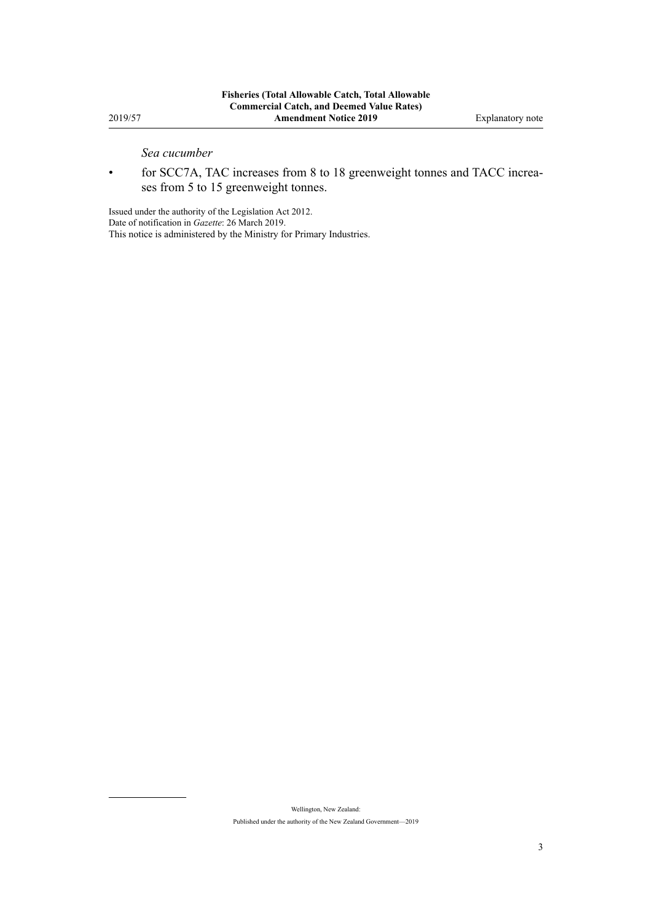*Sea cucumber*

- for SCC7A, TAC increases from 8 to 18 greenweight tonnes and TACC increases from 5 to 15 greenweight tonnes.

Issued under the authority of the Legislation Act 2012.
Date of notification in *Gazette*: 26 March 2019.
This notice is administered by the Ministry for Primary Industries.

Wellington, New Zealand:
Published under the authority of the New Zealand Government—2019